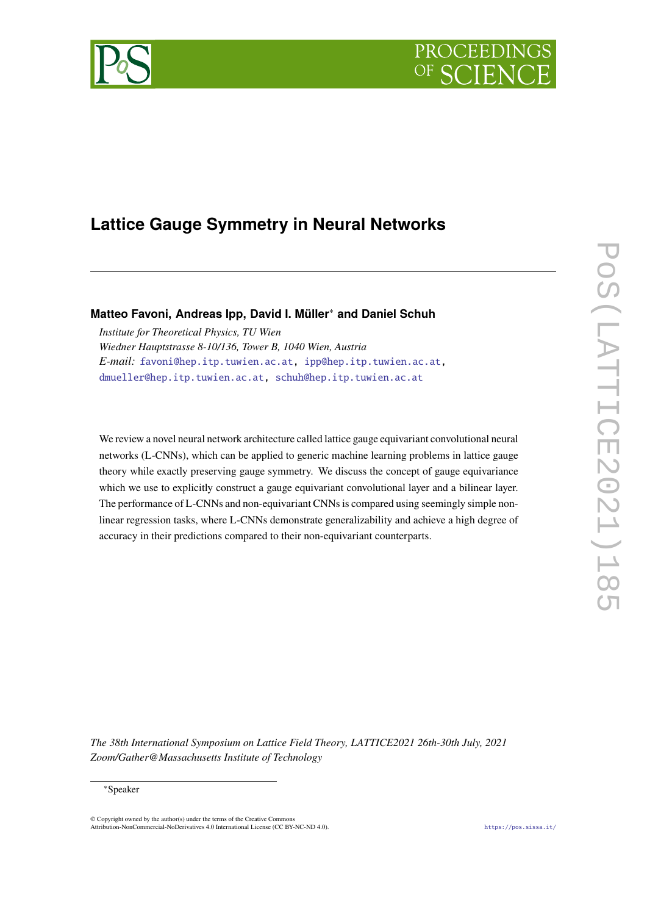# Lattice Gauge Symmetry in Neural Networks

**Matteo Favoni, Andreas Ipp, David I. Müller*[*] and Daniel Schuh**

*Institute for Theoretical Physics, TU Wien*
*Wiedner Hauptstrasse 8-10/136, Tower B, 1040 Wien, Austria*
*E-mail:* favoni@hep.itp.tuwien.ac.at, ipp@hep.itp.tuwien.ac.at, dmueller@hep.itp.tuwien.ac.at, schuh@hep.itp.tuwien.ac.at

We review a novel neural network architecture called lattice gauge equivariant convolutional neural networks (L-CNNs), which can be applied to generic machine learning problems in lattice gauge theory while exactly preserving gauge symmetry. We discuss the concept of gauge equivariance which we use to explicitly construct a gauge equivariant convolutional layer and a bilinear layer. The performance of L-CNNs and non-equivariant CNNs is compared using seemingly simple non-linear regression tasks, where L-CNNs demonstrate generalizability and achieve a high degree of accuracy in their predictions compared to their non-equivariant counterparts.

*The 38th International Symposium on Lattice Field Theory, LATTICE2021 26th-30th July, 2021*
*Zoom/Gather@Massachusetts Institute of Technology*

[*]Speaker

© Copyright owned by the author(s) under the terms of the Creative Commons Attribution-NonCommercial-NoDerivatives 4.0 International License (CC BY-NC-ND 4.0). https://pos.sissa.it/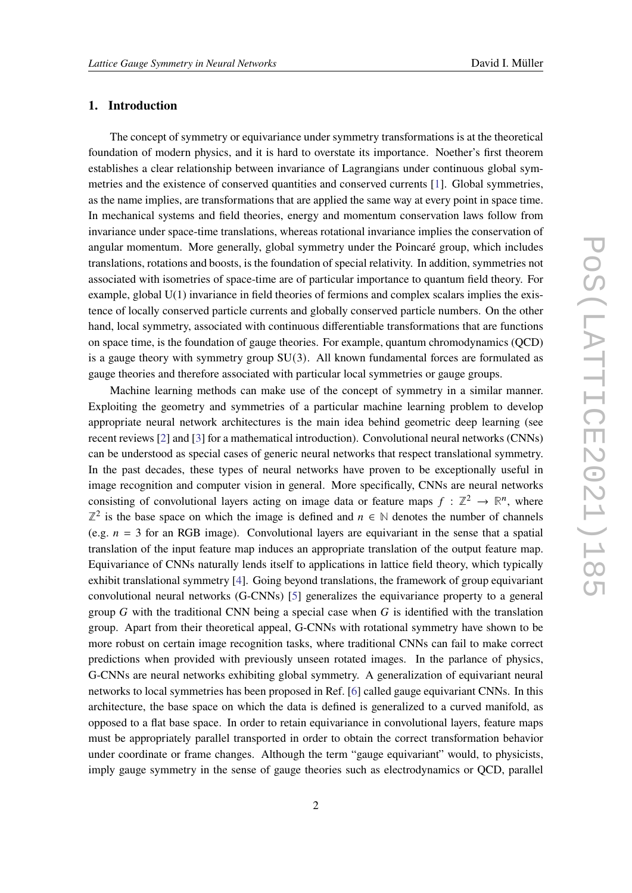## 1. Introduction

The concept of symmetry or equivariance under symmetry transformations is at the theoretical foundation of modern physics, and it is hard to overstate its importance. Noether's first theorem establishes a clear relationship between invariance of Lagrangians under continuous global symmetries and the existence of conserved quantities and conserved currents [1]. Global symmetries, as the name implies, are transformations that are applied the same way at every point in space time. In mechanical systems and field theories, energy and momentum conservation laws follow from invariance under space-time translations, whereas rotational invariance implies the conservation of angular momentum. More generally, global symmetry under the Poincaré group, which includes translations, rotations and boosts, is the foundation of special relativity. In addition, symmetries not associated with isometries of space-time are of particular importance to quantum field theory. For example, global U(1) invariance in field theories of fermions and complex scalars implies the existence of locally conserved particle currents and globally conserved particle numbers. On the other hand, local symmetry, associated with continuous differentiable transformations that are functions on space time, is the foundation of gauge theories. For example, quantum chromodynamics (QCD) is a gauge theory with symmetry group $\mathrm{SU}(3)$. All known fundamental forces are formulated as gauge theories and therefore associated with particular local symmetries or gauge groups.

Machine learning methods can make use of the concept of symmetry in a similar manner. Exploiting the geometry and symmetries of a particular machine learning problem to develop appropriate neural network architectures is the main idea behind geometric deep learning (see recent reviews [2] and [3] for a mathematical introduction). Convolutional neural networks (CNNs) can be understood as special cases of generic neural networks that respect translational symmetry. In the past decades, these types of neural networks have proven to be exceptionally useful in image recognition and computer vision in general. More specifically, CNNs are neural networks consisting of convolutional layers acting on image data or feature maps $f : \mathbb{Z}^2 \to \mathbb{R}^n$, where $\mathbb{Z}^2$ is the base space on which the image is defined and $n \in \mathbb{N}$ denotes the number of channels (e.g. $n = 3$ for an RGB image). Convolutional layers are equivariant in the sense that a spatial translation of the input feature map induces an appropriate translation of the output feature map. Equivariance of CNNs naturally lends itself to applications in lattice field theory, which typically exhibit translational symmetry [4]. Going beyond translations, the framework of group equivariant convolutional neural networks (G-CNNs) [5] generalizes the equivariance property to a general group $G$ with the traditional CNN being a special case when $G$ is identified with the translation group. Apart from their theoretical appeal, G-CNNs with rotational symmetry have shown to be more robust on certain image recognition tasks, where traditional CNNs can fail to make correct predictions when provided with previously unseen rotated images. In the parlance of physics, G-CNNs are neural networks exhibiting global symmetry. A generalization of equivariant neural networks to local symmetries has been proposed in Ref. [6] called gauge equivariant CNNs. In this architecture, the base space on which the data is defined is generalized to a curved manifold, as opposed to a flat base space. In order to retain equivariance in convolutional layers, feature maps must be appropriately parallel transported in order to obtain the correct transformation behavior under coordinate or frame changes. Although the term "gauge equivariant" would, to physicists, imply gauge symmetry in the sense of gauge theories such as electrodynamics or QCD, parallel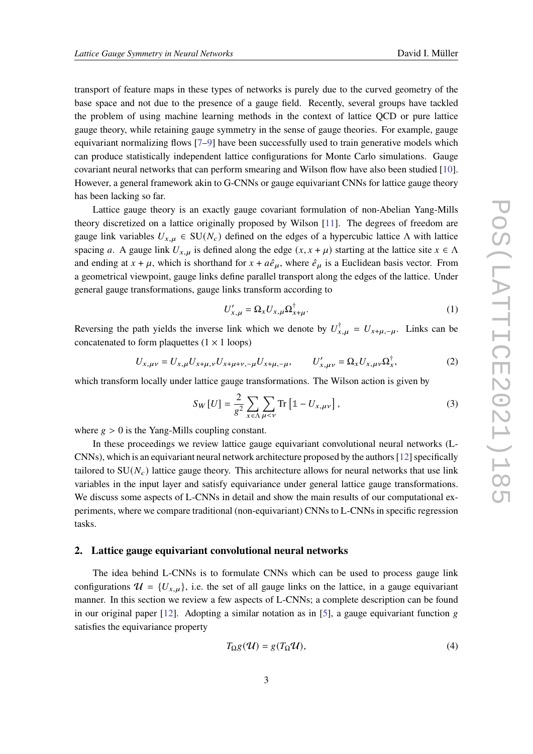transport of feature maps in these types of networks is purely due to the curved geometry of the base space and not due to the presence of a gauge field. Recently, several groups have tackled the problem of using machine learning methods in the context of lattice QCD or pure lattice gauge theory, while retaining gauge symmetry in the sense of gauge theories. For example, gauge equivariant normalizing flows [7–9] have been successfully used to train generative models which can produce statistically independent lattice configurations for Monte Carlo simulations. Gauge covariant neural networks that can perform smearing and Wilson flow have also been studied [10]. However, a general framework akin to G-CNNs or gauge equivariant CNNs for lattice gauge theory has been lacking so far.

Lattice gauge theory is an exactly gauge covariant formulation of non-Abelian Yang-Mills theory discretized on a lattice originally proposed by Wilson [11]. The degrees of freedom are gauge link variables $U_{x,\mu} \in \mathrm{SU}(N_c)$ defined on the edges of a hypercubic lattice $\Lambda$ with lattice spacing $a$. A gauge link $U_{x,\mu}$ is defined along the edge $(x, x+\mu)$ starting at the lattice site $x \in \Lambda$ and ending at $x + \mu$, which is shorthand for $x + a\hat{e}_\mu$, where $\hat{e}_\mu$ is a Euclidean basis vector. From a geometrical viewpoint, gauge links define parallel transport along the edges of the lattice. Under general gauge transformations, gauge links transform according to

$$U'_{x,\mu} = \Omega_x U_{x,\mu} \Omega^\dagger_{x+\mu}. \tag{1}$$

Reversing the path yields the inverse link which we denote by $U^\dagger_{x,\mu} = U_{x+\mu,-\mu}$. Links can be concatenated to form plaquettes ($1 \times 1$ loops)

$$U_{x,\mu\nu} = U_{x,\mu} U_{x+\mu,\nu} U_{x+\mu+\nu,-\mu} U_{x+\mu,-\mu}, \qquad U'_{x,\mu\nu} = \Omega_x U_{x,\mu\nu} \Omega^\dagger_x, \tag{2}$$

which transform locally under lattice gauge transformations. The Wilson action is given by

$$S_W[U] = \frac{2}{g^2} \sum_{x\in\Lambda} \sum_{\mu<\nu} \mathrm{Tr}\left[\mathbb{1} - U_{x,\mu\nu}\right], \tag{3}$$

where $g > 0$ is the Yang-Mills coupling constant.

In these proceedings we review lattice gauge equivariant convolutional neural networks (L-CNNs), which is an equivariant neural network architecture proposed by the authors [12] specifically tailored to $\mathrm{SU}(N_c)$ lattice gauge theory. This architecture allows for neural networks that use link variables in the input layer and satisfy equivariance under general lattice gauge transformations. We discuss some aspects of L-CNNs in detail and show the main results of our computational experiments, where we compare traditional (non-equivariant) CNNs to L-CNNs in specific regression tasks.

## 2. Lattice gauge equivariant convolutional neural networks

The idea behind L-CNNs is to formulate CNNs which can be used to process gauge link configurations $\mathcal{U} = \{U_{x,\mu}\}$, i.e. the set of all gauge links on the lattice, in a gauge equivariant manner. In this section we review a few aspects of L-CNNs; a complete description can be found in our original paper [12]. Adopting a similar notation as in [5], a gauge equivariant function $g$ satisfies the equivariance property

$$T_\Omega g(\mathcal{U}) = g(T_\Omega \mathcal{U}), \tag{4}$$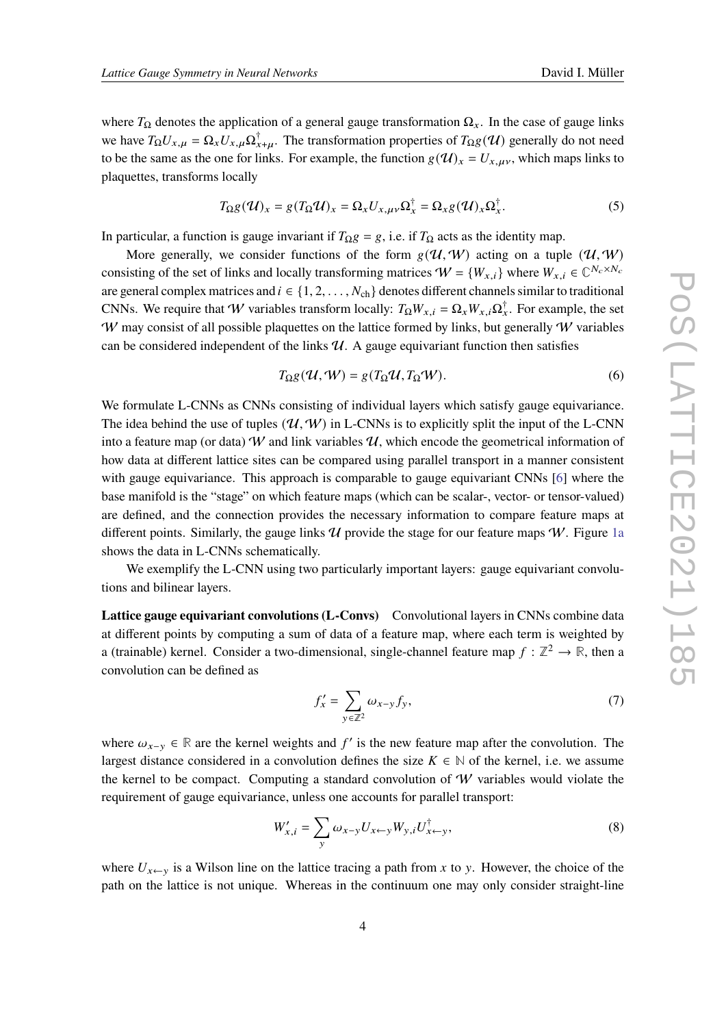where $T_\Omega$ denotes the application of a general gauge transformation $\Omega_x$. In the case of gauge links we have $T_\Omega U_{x,\mu} = \Omega_x U_{x,\mu} \Omega^\dagger_{x+\mu}$. The transformation properties of $T_\Omega g(\mathcal{U})$ generally do not need to be the same as the one for links. For example, the function $g(\mathcal{U})_x = U_{x,\mu\nu}$, which maps links to plaquettes, transforms locally

$$T_\Omega g(\mathcal{U})_x = g(T_\Omega \mathcal{U})_x = \Omega_x U_{x,\mu\nu} \Omega^\dagger_x = \Omega_x g(\mathcal{U})_x \Omega^\dagger_x. \tag{5}$$

In particular, a function is gauge invariant if $T_\Omega g = g$, i.e. if $T_\Omega$ acts as the identity map.

More generally, we consider functions of the form $g(\mathcal{U}, \mathcal{W})$ acting on a tuple $(\mathcal{U}, \mathcal{W})$ consisting of the set of links and locally transforming matrices $\mathcal{W} = \{W_{x,i}\}$ where $W_{x,i} \in \mathbb{C}^{N_c \times N_c}$ are general complex matrices and $i \in \{1, 2, \dots, N_\mathrm{ch}\}$ denotes different channels similar to traditional CNNs. We require that $\mathcal{W}$ variables transform locally: $T_\Omega W_{x,i} = \Omega_x W_{x,i} \Omega^\dagger_x$. For example, the set $\mathcal{W}$ may consist of all possible plaquettes on the lattice formed by links, but generally $\mathcal{W}$ variables can be considered independent of the links $\mathcal{U}$. A gauge equivariant function then satisfies

$$T_\Omega g(\mathcal{U}, \mathcal{W}) = g(T_\Omega \mathcal{U}, T_\Omega \mathcal{W}). \tag{6}$$

We formulate L-CNNs as CNNs consisting of individual layers which satisfy gauge equivariance. The idea behind the use of tuples $(\mathcal{U}, \mathcal{W})$ in L-CNNs is to explicitly split the input of the L-CNN into a feature map (or data) $\mathcal{W}$ and link variables $\mathcal{U}$, which encode the geometrical information of how data at different lattice sites can be compared using parallel transport in a manner consistent with gauge equivariance. This approach is comparable to gauge equivariant CNNs [6] where the base manifold is the "stage" on which feature maps (which can be scalar-, vector- or tensor-valued) are defined, and the connection provides the necessary information to compare feature maps at different points. Similarly, the gauge links $\mathcal{U}$ provide the stage for our feature maps $\mathcal{W}$. Figure 1a shows the data in L-CNNs schematically.

We exemplify the L-CNN using two particularly important layers: gauge equivariant convolutions and bilinear layers.

**Lattice gauge equivariant convolutions (L-Convs)** Convolutional layers in CNNs combine data at different points by computing a sum of data of a feature map, where each term is weighted by a (trainable) kernel. Consider a two-dimensional, single-channel feature map $f : \mathbb{Z}^2 \to \mathbb{R}$, then a convolution can be defined as

$$f'_x = \sum_{y \in \mathbb{Z}^2} \omega_{x-y} f_y, \tag{7}$$

where $\omega_{x-y} \in \mathbb{R}$ are the kernel weights and $f'$ is the new feature map after the convolution. The largest distance considered in a convolution defines the size $K \in \mathbb{N}$ of the kernel, i.e. we assume the kernel to be compact. Computing a standard convolution of $\mathcal{W}$ variables would violate the requirement of gauge equivariance, unless one accounts for parallel transport:

$$W'_{x,i} = \sum_y \omega_{x-y} U_{x \leftarrow y} W_{y,i} U^\dagger_{x \leftarrow y}, \tag{8}$$

where $U_{x \leftarrow y}$ is a Wilson line on the lattice tracing a path from $x$ to $y$. However, the choice of the path on the lattice is not unique. Whereas in the continuum one may only consider straight-line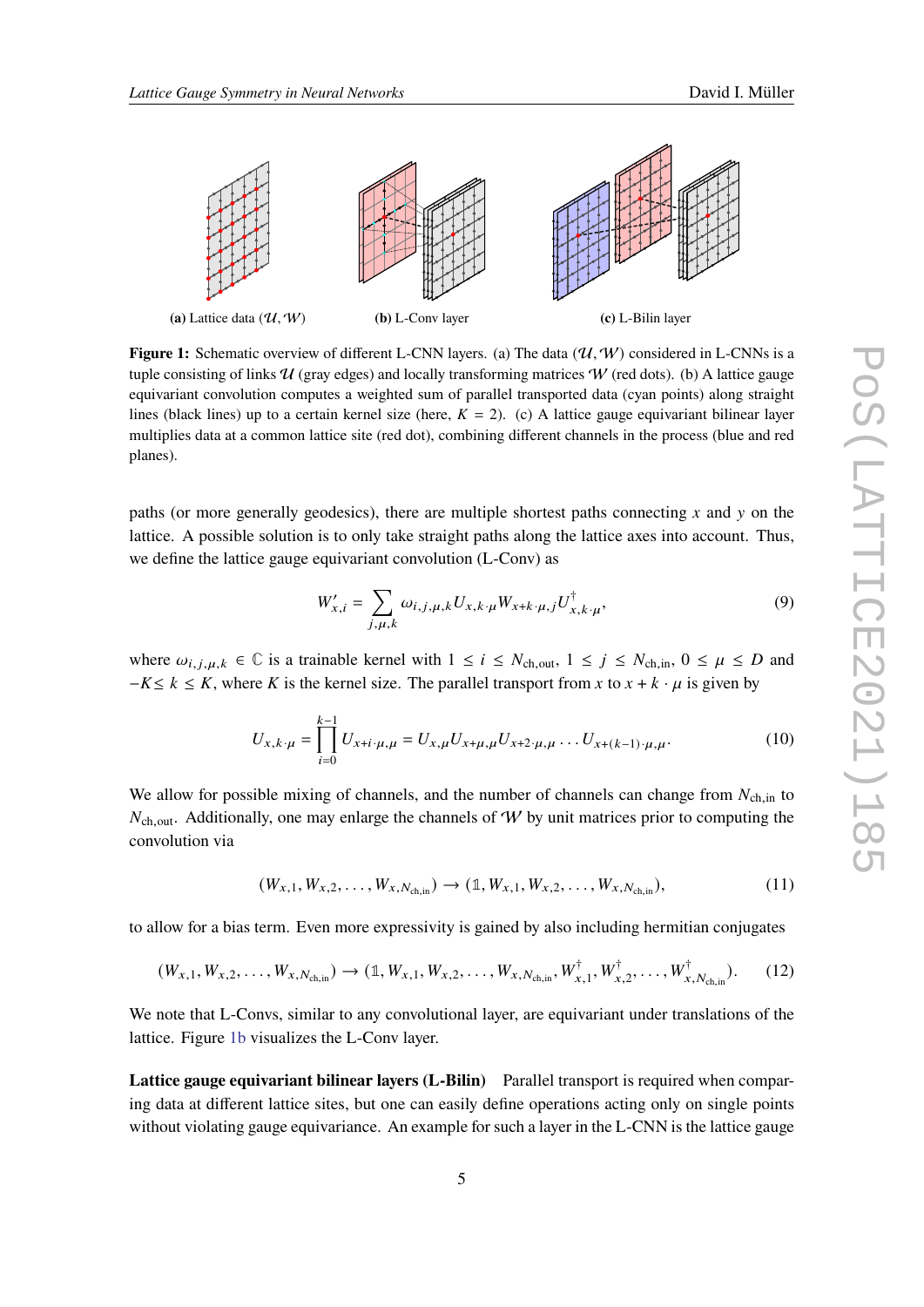(a) Lattice data $(\mathcal{U}, \mathcal{W})$ (b) L-Conv layer (c) L-Bilin layer

**Figure 1:** Schematic overview of different L-CNN layers. (a) The data $(\mathcal{U}, \mathcal{W})$ considered in L-CNNs is a tuple consisting of links $\mathcal{U}$ (gray edges) and locally transforming matrices $\mathcal{W}$ (red dots). (b) A lattice gauge equivariant convolution computes a weighted sum of parallel transported data (cyan points) along straight lines (black lines) up to a certain kernel size (here, $K = 2$). (c) A lattice gauge equivariant bilinear layer multiplies data at a common lattice site (red dot), combining different channels in the process (blue and red planes).

paths (or more generally geodesics), there are multiple shortest paths connecting $x$ and $y$ on the lattice. A possible solution is to only take straight paths along the lattice axes into account. Thus, we define the lattice gauge equivariant convolution (L-Conv) as

$$W'_{x,i} = \sum_{j,\mu,k} \omega_{i,j,\mu,k} U_{x,k\cdot\mu} W_{x+k\cdot\mu,j} U^\dagger_{x,k\cdot\mu}, \tag{9}$$

where $\omega_{i,j,\mu,k} \in \mathbb{C}$ is a trainable kernel with $1 \leq i \leq N_{\text{ch,out}}$, $1 \leq j \leq N_{\text{ch,in}}$, $0 \leq \mu \leq D$ and $-K \leq k \leq K$, where $K$ is the kernel size. The parallel transport from $x$ to $x + k \cdot \mu$ is given by

$$U_{x,k\cdot\mu} = \prod_{i=0}^{k-1} U_{x+i\cdot\mu,\mu} = U_{x,\mu} U_{x+\mu,\mu} U_{x+2\cdot\mu,\mu} \dots U_{x+(k-1)\cdot\mu,\mu}. \tag{10}$$

We allow for possible mixing of channels, and the number of channels can change from $N_{\text{ch,in}}$ to $N_{\text{ch,out}}$. Additionally, one may enlarge the channels of $\mathcal{W}$ by unit matrices prior to computing the convolution via

$$(W_{x,1}, W_{x,2}, \dots, W_{x,N_{\text{ch,in}}}) \to (\mathbb{1}, W_{x,1}, W_{x,2}, \dots, W_{x,N_{\text{ch,in}}}), \tag{11}$$

to allow for a bias term. Even more expressivity is gained by also including hermitian conjugates

$$(W_{x,1}, W_{x,2}, \dots, W_{x,N_{\text{ch,in}}}) \to (\mathbb{1}, W_{x,1}, W_{x,2}, \dots, W_{x,N_{\text{ch,in}}}, W^\dagger_{x,1}, W^\dagger_{x,2}, \dots, W^\dagger_{x,N_{\text{ch,in}}}). \tag{12}$$

We note that L-Convs, similar to any convolutional layer, are equivariant under translations of the lattice. Figure 1b visualizes the L-Conv layer.

**Lattice gauge equivariant bilinear layers (L-Bilin)** Parallel transport is required when comparing data at different lattice sites, but one can easily define operations acting only on single points without violating gauge equivariance. An example for such a layer in the L-CNN is the lattice gauge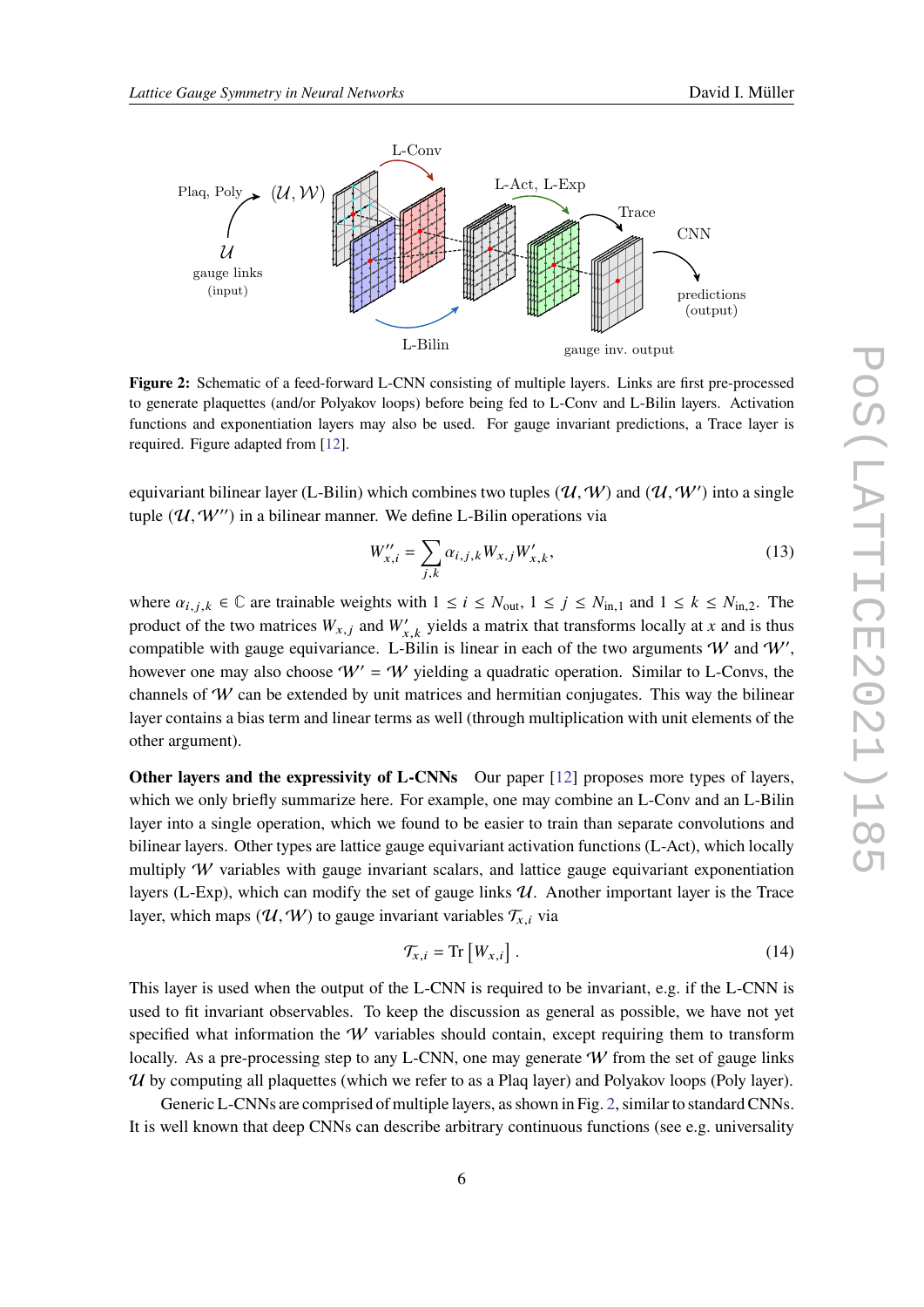**Figure 2:** Schematic of a feed-forward L-CNN consisting of multiple layers. Links are first pre-processed to generate plaquettes (and/or Polyakov loops) before being fed to L-Conv and L-Bilin layers. Activation functions and exponentiation layers may also be used. For gauge invariant predictions, a Trace layer is required. Figure adapted from [12].

equivariant bilinear layer (L-Bilin) which combines two tuples $(\mathcal{U}, \mathcal{W})$ and $(\mathcal{U}, \mathcal{W}')$ into a single tuple $(\mathcal{U}, \mathcal{W}'')$ in a bilinear manner. We define L-Bilin operations via

$$W''_{x,i} = \sum_{j,k} \alpha_{i,j,k} W_{x,j} W'_{x,k}, \tag{13}$$

where $\alpha_{i,j,k} \in \mathbb{C}$ are trainable weights with $1 \leq i \leq N_{\mathrm{out}}$, $1 \leq j \leq N_{\mathrm{in},1}$ and $1 \leq k \leq N_{\mathrm{in},2}$. The product of the two matrices $W_{x,j}$ and $W'_{x,k}$ yields a matrix that transforms locally at $x$ and is thus compatible with gauge equivariance. L-Bilin is linear in each of the two arguments $\mathcal{W}$ and $\mathcal{W}'$, however one may also choose $\mathcal{W}' = \mathcal{W}$ yielding a quadratic operation. Similar to L-Convs, the channels of $\mathcal{W}$ can be extended by unit matrices and hermitian conjugates. This way the bilinear layer contains a bias term and linear terms as well (through multiplication with unit elements of the other argument).

**Other layers and the expressivity of L-CNNs** Our paper [12] proposes more types of layers, which we only briefly summarize here. For example, one may combine an L-Conv and an L-Bilin layer into a single operation, which we found to be easier to train than separate convolutions and bilinear layers. Other types are lattice gauge equivariant activation functions (L-Act), which locally multiply $\mathcal{W}$ variables with gauge invariant scalars, and lattice gauge equivariant exponentiation layers (L-Exp), which can modify the set of gauge links $\mathcal{U}$. Another important layer is the Trace layer, which maps $(\mathcal{U}, \mathcal{W})$ to gauge invariant variables $\mathcal{T}_{x,i}$ via

$$\mathcal{T}_{x,i} = \mathrm{Tr}\left[W_{x,i}\right]. \tag{14}$$

This layer is used when the output of the L-CNN is required to be invariant, e.g. if the L-CNN is used to fit invariant observables. To keep the discussion as general as possible, we have not yet specified what information the $\mathcal{W}$ variables should contain, except requiring them to transform locally. As a pre-processing step to any L-CNN, one may generate $\mathcal{W}$ from the set of gauge links $\mathcal{U}$ by computing all plaquettes (which we refer to as a Plaq layer) and Polyakov loops (Poly layer).

Generic L-CNNs are comprised of multiple layers, as shown in Fig. 2, similar to standard CNNs. It is well known that deep CNNs can describe arbitrary continuous functions (see e.g. universality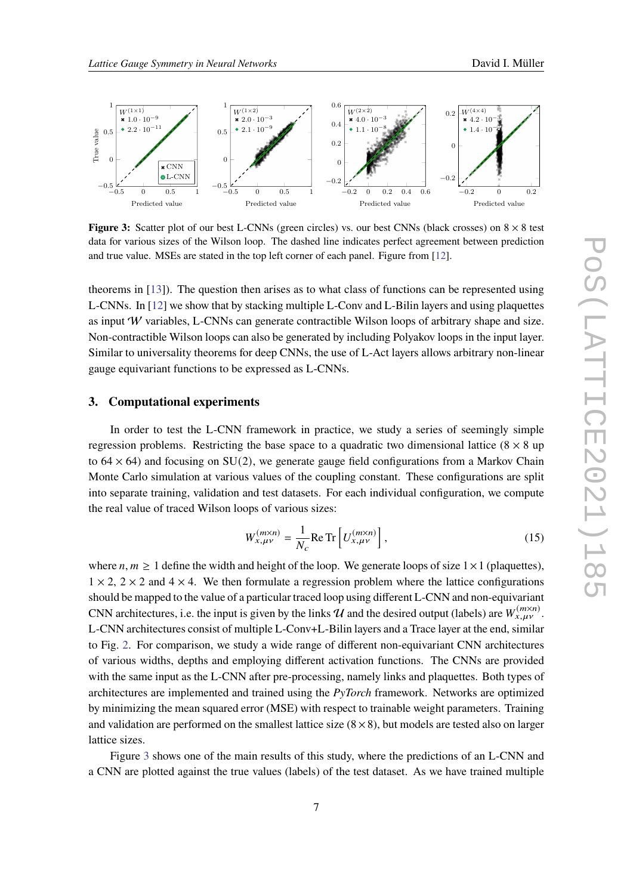**Figure 3:** Scatter plot of our best L-CNNs (green circles) vs. our best CNNs (black crosses) on $8 \times 8$ test data for various sizes of the Wilson loop. The dashed line indicates perfect agreement between prediction and true value. MSEs are stated in the top left corner of each panel. Figure from [12].

theorems in [13]). The question then arises as to what class of functions can be represented using L-CNNs. In [12] we show that by stacking multiple L-Conv and L-Bilin layers and using plaquettes as input $\mathcal{W}$ variables, L-CNNs can generate contractible Wilson loops of arbitrary shape and size. Non-contractible Wilson loops can also be generated by including Polyakov loops in the input layer. Similar to universality theorems for deep CNNs, the use of L-Act layers allows arbitrary non-linear gauge equivariant functions to be expressed as L-CNNs.

## 3. Computational experiments

In order to test the L-CNN framework in practice, we study a series of seemingly simple regression problems. Restricting the base space to a quadratic two dimensional lattice ($8 \times 8$ up to $64 \times 64$) and focusing on SU(2), we generate gauge field configurations from a Markov Chain Monte Carlo simulation at various values of the coupling constant. These configurations are split into separate training, validation and test datasets. For each individual configuration, we compute the real value of traced Wilson loops of various sizes:

$$W^{(m\times n)}_{x,\mu\nu} = \frac{1}{N_c} \mathrm{Re}\,\mathrm{Tr}\left[U^{(m\times n)}_{x,\mu\nu}\right], \tag{15}$$

where $n, m \geq 1$ define the width and height of the loop. We generate loops of size $1\times1$ (plaquettes), $1 \times 2$, $2 \times 2$ and $4 \times 4$. We then formulate a regression problem where the lattice configurations should be mapped to the value of a particular traced loop using different L-CNN and non-equivariant CNN architectures, i.e. the input is given by the links $\mathcal{U}$ and the desired output (labels) are $W^{(m\times n)}_{x,\mu\nu}$. L-CNN architectures consist of multiple L-Conv+L-Bilin layers and a Trace layer at the end, similar to Fig. 2. For comparison, we study a wide range of different non-equivariant CNN architectures of various widths, depths and employing different activation functions. The CNNs are provided with the same input as the L-CNN after pre-processing, namely links and plaquettes. Both types of architectures are implemented and trained using the *PyTorch* framework. Networks are optimized by minimizing the mean squared error (MSE) with respect to trainable weight parameters. Training and validation are performed on the smallest lattice size ($8 \times 8$), but models are tested also on larger lattice sizes.

Figure 3 shows one of the main results of this study, where the predictions of an L-CNN and a CNN are plotted against the true values (labels) of the test dataset. As we have trained multiple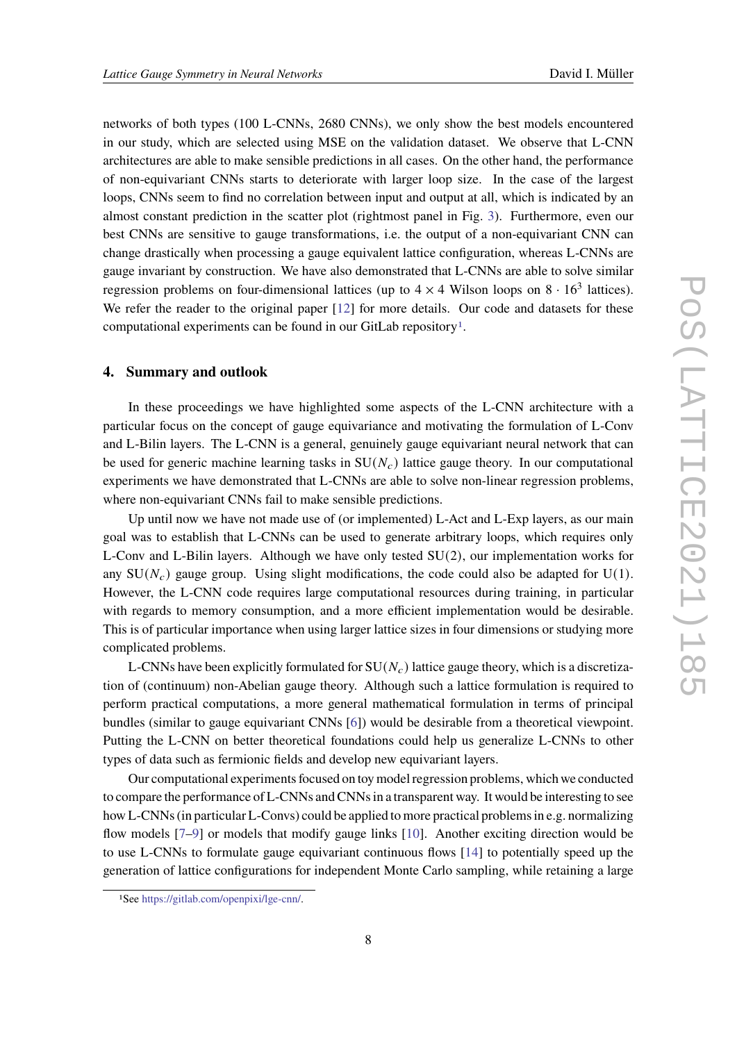networks of both types (100 L-CNNs, 2680 CNNs), we only show the best models encountered in our study, which are selected using MSE on the validation dataset. We observe that L-CNN architectures are able to make sensible predictions in all cases. On the other hand, the performance of non-equivariant CNNs starts to deteriorate with larger loop size. In the case of the largest loops, CNNs seem to find no correlation between input and output at all, which is indicated by an almost constant prediction in the scatter plot (rightmost panel in Fig. 3). Furthermore, even our best CNNs are sensitive to gauge transformations, i.e. the output of a non-equivariant CNN can change drastically when processing a gauge equivalent lattice configuration, whereas L-CNNs are gauge invariant by construction. We have also demonstrated that L-CNNs are able to solve similar regression problems on four-dimensional lattices (up to $4 \times 4$ Wilson loops on $8 \cdot 16^3$ lattices). We refer the reader to the original paper [12] for more details. Our code and datasets for these computational experiments can be found in our GitLab repository[1].

## 4. Summary and outlook

In these proceedings we have highlighted some aspects of the L-CNN architecture with a particular focus on the concept of gauge equivariance and motivating the formulation of L-Conv and L-Bilin layers. The L-CNN is a general, genuinely gauge equivariant neural network that can be used for generic machine learning tasks in $\mathrm{SU}(N_c)$ lattice gauge theory. In our computational experiments we have demonstrated that L-CNNs are able to solve non-linear regression problems, where non-equivariant CNNs fail to make sensible predictions.

Up until now we have not made use of (or implemented) L-Act and L-Exp layers, as our main goal was to establish that L-CNNs can be used to generate arbitrary loops, which requires only L-Conv and L-Bilin layers. Although we have only tested SU(2), our implementation works for any $\mathrm{SU}(N_c)$ gauge group. Using slight modifications, the code could also be adapted for U(1). However, the L-CNN code requires large computational resources during training, in particular with regards to memory consumption, and a more efficient implementation would be desirable. This is of particular importance when using larger lattice sizes in four dimensions or studying more complicated problems.

L-CNNs have been explicitly formulated for $\mathrm{SU}(N_c)$ lattice gauge theory, which is a discretization of (continuum) non-Abelian gauge theory. Although such a lattice formulation is required to perform practical computations, a more general mathematical formulation in terms of principal bundles (similar to gauge equivariant CNNs [6]) would be desirable from a theoretical viewpoint. Putting the L-CNN on better theoretical foundations could help us generalize L-CNNs to other types of data such as fermionic fields and develop new equivariant layers.

Our computational experiments focused on toy model regression problems, which we conducted to compare the performance of L-CNNs and CNNs in a transparent way. It would be interesting to see how L-CNNs (in particular L-Convs) could be applied to more practical problems in e.g. normalizing flow models [7–9] or models that modify gauge links [10]. Another exciting direction would be to use L-CNNs to formulate gauge equivariant continuous flows [14] to potentially speed up the generation of lattice configurations for independent Monte Carlo sampling, while retaining a large

[1] See https://gitlab.com/openpixi/lge-cnn/.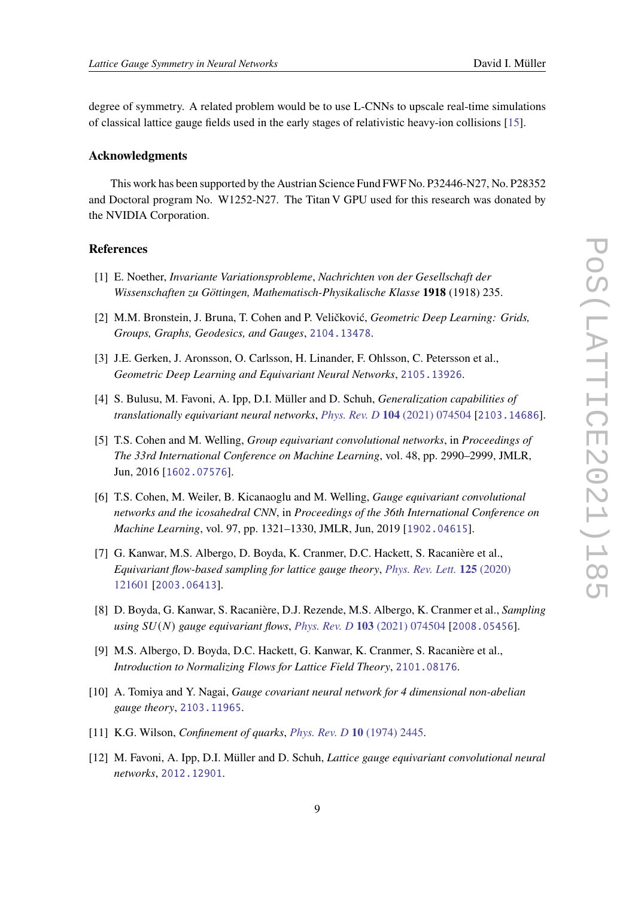degree of symmetry. A related problem would be to use L-CNNs to upscale real-time simulations of classical lattice gauge fields used in the early stages of relativistic heavy-ion collisions [15].

## Acknowledgments

This work has been supported by the Austrian Science Fund FWF No. P32446-N27, No. P28352 and Doctoral program No. W1252-N27. The Titan V GPU used for this research was donated by the NVIDIA Corporation.

## References

[1] E. Noether, *Invariante Variationsprobleme*, *Nachrichten von der Gesellschaft der Wissenschaften zu Göttingen, Mathematisch-Physikalische Klasse* **1918** (1918) 235.

[2] M.M. Bronstein, J. Bruna, T. Cohen and P. Veličković, *Geometric Deep Learning: Grids, Groups, Graphs, Geodesics, and Gauges*, 2104.13478.

[3] J.E. Gerken, J. Aronsson, O. Carlsson, H. Linander, F. Ohlsson, C. Petersson et al., *Geometric Deep Learning and Equivariant Neural Networks*, 2105.13926.

[4] S. Bulusu, M. Favoni, A. Ipp, D.I. Müller and D. Schuh, *Generalization capabilities of translationally equivariant neural networks*, *Phys. Rev. D* **104** (2021) 074504 [2103.14686].

[5] T.S. Cohen and M. Welling, *Group equivariant convolutional networks*, in *Proceedings of The 33rd International Conference on Machine Learning*, vol. 48, pp. 2990–2999, JMLR, Jun, 2016 [1602.07576].

[6] T.S. Cohen, M. Weiler, B. Kicanaoglu and M. Welling, *Gauge equivariant convolutional networks and the icosahedral CNN*, in *Proceedings of the 36th International Conference on Machine Learning*, vol. 97, pp. 1321–1330, JMLR, Jun, 2019 [1902.04615].

[7] G. Kanwar, M.S. Albergo, D. Boyda, K. Cranmer, D.C. Hackett, S. Racanière et al., *Equivariant flow-based sampling for lattice gauge theory*, *Phys. Rev. Lett.* **125** (2020) 121601 [2003.06413].

[8] D. Boyda, G. Kanwar, S. Racanière, D.J. Rezende, M.S. Albergo, K. Cranmer et al., *Sampling using $SU(N)$ gauge equivariant flows*, *Phys. Rev. D* **103** (2021) 074504 [2008.05456].

[9] M.S. Albergo, D. Boyda, D.C. Hackett, G. Kanwar, K. Cranmer, S. Racanière et al., *Introduction to Normalizing Flows for Lattice Field Theory*, 2101.08176.

[10] A. Tomiya and Y. Nagai, *Gauge covariant neural network for 4 dimensional non-abelian gauge theory*, 2103.11965.

[11] K.G. Wilson, *Confinement of quarks*, *Phys. Rev. D* **10** (1974) 2445.

[12] M. Favoni, A. Ipp, D.I. Müller and D. Schuh, *Lattice gauge equivariant convolutional neural networks*, 2012.12901.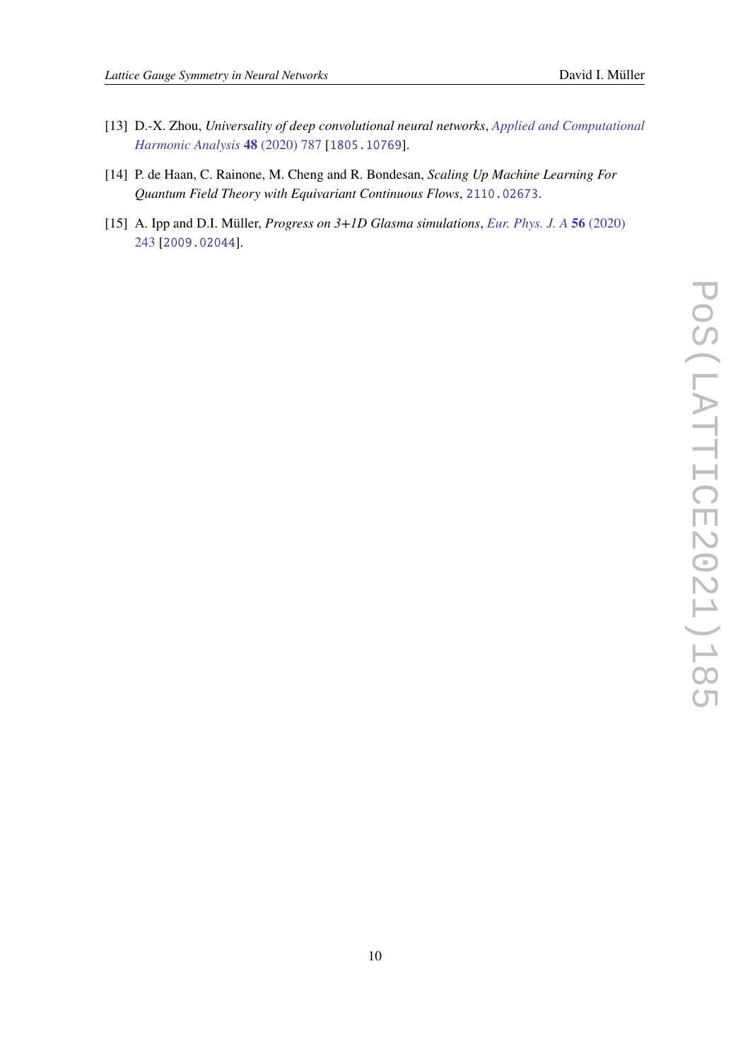[13] D.-X. Zhou, *Universality of deep convolutional neural networks*, *Applied and Computational Harmonic Analysis* **48** (2020) 787 [1805.10769].

[14] P. de Haan, C. Rainone, M. Cheng and R. Bondesan, *Scaling Up Machine Learning For Quantum Field Theory with Equivariant Continuous Flows*, 2110.02673.

[15] A. Ipp and D.I. Müller, *Progress on 3+1D Glasma simulations*, *Eur. Phys. J. A* **56** (2020) 243 [2009.02044].